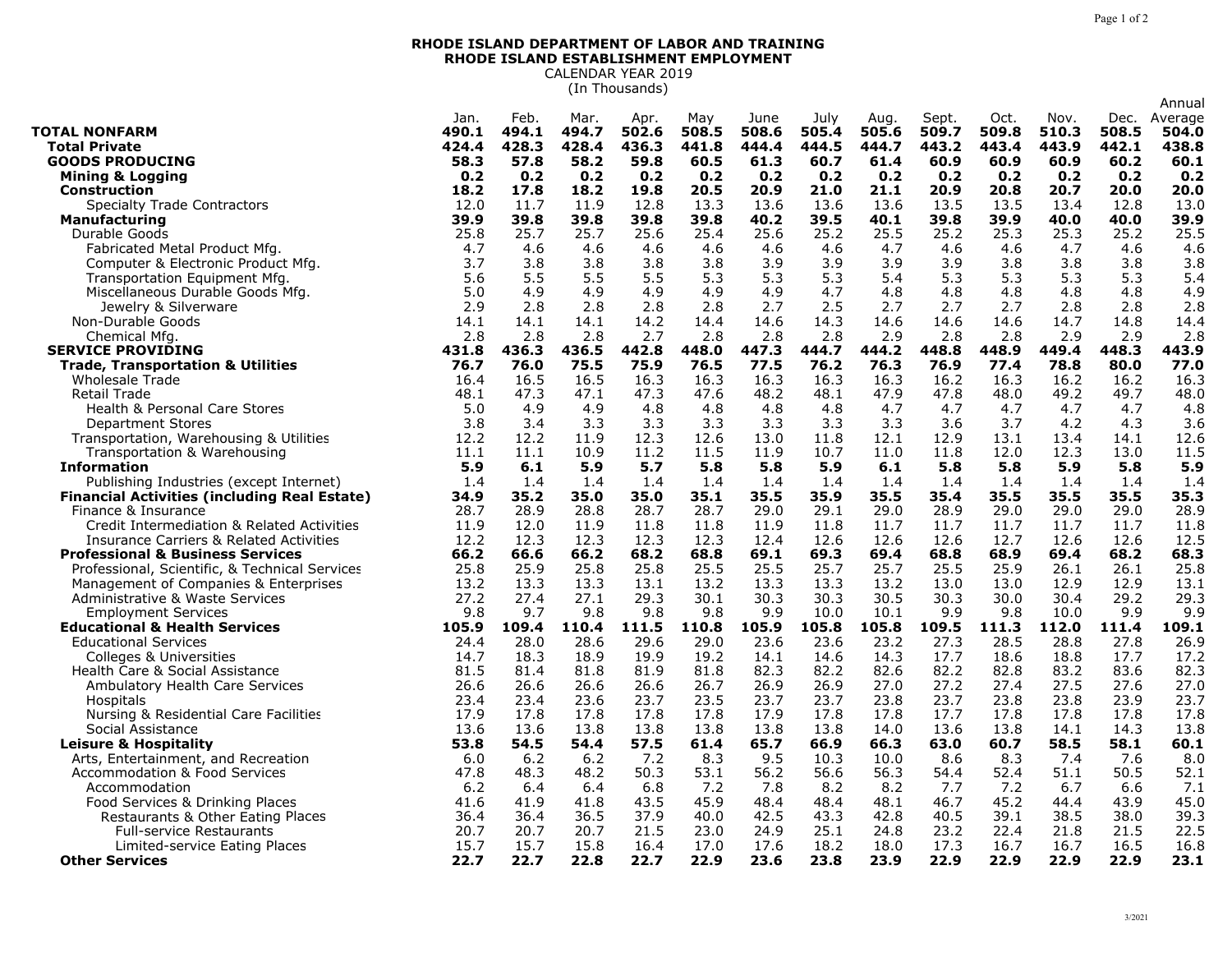**RHODE ISLAND DEPARTMENT OF LABOR AND TRAINING**
**RHODE ISLAND ESTABLISHMENT EMPLOYMENT**
CALENDAR YEAR 2019
(In Thousands)

| | Jan. | Feb. | Mar. | Apr. | May | June | July | Aug. | Sept. | Oct. | Nov. | Dec. | Annual Average |
|---|---|---|---|---|---|---|---|---|---|---|---|---|---|
| **TOTAL NONFARM** | **490.1** | **494.1** | **494.7** | **502.6** | **508.5** | **508.6** | **505.4** | **505.6** | **509.7** | **509.8** | **510.3** | **508.5** | **504.0** |
| **Total Private** | **424.4** | **428.3** | **428.4** | **436.3** | **441.8** | **444.4** | **444.5** | **444.7** | **443.2** | **443.4** | **443.9** | **442.1** | **438.8** |
| **GOODS PRODUCING** | **58.3** | **57.8** | **58.2** | **59.8** | **60.5** | **61.3** | **60.7** | **61.4** | **60.9** | **60.9** | **60.9** | **60.2** | **60.1** |
| **Mining & Logging** | **0.2** | **0.2** | **0.2** | **0.2** | **0.2** | **0.2** | **0.2** | **0.2** | **0.2** | **0.2** | **0.2** | **0.2** | **0.2** |
| **Construction** | **18.2** | **17.8** | **18.2** | **19.8** | **20.5** | **20.9** | **21.0** | **21.1** | **20.9** | **20.8** | **20.7** | **20.0** | **20.0** |
| Specialty Trade Contractors | 12.0 | 11.7 | 11.9 | 12.8 | 13.3 | 13.6 | 13.6 | 13.6 | 13.5 | 13.5 | 13.4 | 12.8 | 13.0 |
| **Manufacturing** | **39.9** | **39.8** | **39.8** | **39.8** | **39.8** | **40.2** | **39.5** | **40.1** | **39.8** | **39.9** | **40.0** | **40.0** | **39.9** |
| Durable Goods | 25.8 | 25.7 | 25.7 | 25.6 | 25.4 | 25.6 | 25.2 | 25.5 | 25.2 | 25.3 | 25.3 | 25.2 | 25.5 |
| Fabricated Metal Product Mfg. | 4.7 | 4.6 | 4.6 | 4.6 | 4.6 | 4.6 | 4.6 | 4.7 | 4.6 | 4.6 | 4.7 | 4.6 | 4.6 |
| Computer & Electronic Product Mfg. | 3.7 | 3.8 | 3.8 | 3.8 | 3.8 | 3.9 | 3.9 | 3.9 | 3.9 | 3.8 | 3.8 | 3.8 | 3.8 |
| Transportation Equipment Mfg. | 5.6 | 5.5 | 5.5 | 5.5 | 5.3 | 5.3 | 5.3 | 5.4 | 5.3 | 5.3 | 5.3 | 5.3 | 5.4 |
| Miscellaneous Durable Goods Mfg. | 5.0 | 4.9 | 4.9 | 4.9 | 4.9 | 4.9 | 4.7 | 4.8 | 4.8 | 4.8 | 4.8 | 4.8 | 4.9 |
| Jewelry & Silverware | 2.9 | 2.8 | 2.8 | 2.8 | 2.8 | 2.7 | 2.5 | 2.7 | 2.7 | 2.7 | 2.8 | 2.8 | 2.8 |
| Non-Durable Goods | 14.1 | 14.1 | 14.1 | 14.2 | 14.4 | 14.6 | 14.3 | 14.6 | 14.6 | 14.6 | 14.7 | 14.8 | 14.4 |
| Chemical Mfg. | 2.8 | 2.8 | 2.8 | 2.7 | 2.8 | 2.8 | 2.8 | 2.9 | 2.8 | 2.8 | 2.9 | 2.9 | 2.8 |
| **SERVICE PROVIDING** | **431.8** | **436.3** | **436.5** | **442.8** | **448.0** | **447.3** | **444.7** | **444.2** | **448.8** | **448.9** | **449.4** | **448.3** | **443.9** |
| **Trade, Transportation & Utilities** | **76.7** | **76.0** | **75.5** | **75.9** | **76.5** | **77.5** | **76.2** | **76.3** | **76.9** | **77.4** | **78.8** | **80.0** | **77.0** |
| Wholesale Trade | 16.4 | 16.5 | 16.5 | 16.3 | 16.3 | 16.3 | 16.3 | 16.3 | 16.2 | 16.3 | 16.2 | 16.2 | 16.3 |
| Retail Trade | 48.1 | 47.3 | 47.1 | 47.3 | 47.6 | 48.2 | 48.1 | 47.9 | 47.8 | 48.0 | 49.2 | 49.7 | 48.0 |
| Health & Personal Care Stores | 5.0 | 4.9 | 4.9 | 4.8 | 4.8 | 4.8 | 4.8 | 4.7 | 4.7 | 4.7 | 4.7 | 4.7 | 4.8 |
| Department Stores | 3.8 | 3.4 | 3.3 | 3.3 | 3.3 | 3.3 | 3.3 | 3.3 | 3.6 | 3.7 | 4.2 | 4.3 | 3.6 |
| Transportation, Warehousing & Utilities | 12.2 | 12.2 | 11.9 | 12.3 | 12.6 | 13.0 | 11.8 | 12.1 | 12.9 | 13.1 | 13.4 | 14.1 | 12.6 |
| Transportation & Warehousing | 11.1 | 11.1 | 10.9 | 11.2 | 11.5 | 11.9 | 10.7 | 11.0 | 11.8 | 12.0 | 12.3 | 13.0 | 11.5 |
| **Information** | **5.9** | **6.1** | **5.9** | **5.7** | **5.8** | **5.8** | **5.9** | **6.1** | **5.8** | **5.8** | **5.9** | **5.8** | **5.9** |
| Publishing Industries (except Internet) | 1.4 | 1.4 | 1.4 | 1.4 | 1.4 | 1.4 | 1.4 | 1.4 | 1.4 | 1.4 | 1.4 | 1.4 | 1.4 |
| **Financial Activities (including Real Estate)** | **34.9** | **35.2** | **35.0** | **35.0** | **35.1** | **35.5** | **35.9** | **35.5** | **35.4** | **35.5** | **35.5** | **35.5** | **35.3** |
| Finance & Insurance | 28.7 | 28.9 | 28.8 | 28.7 | 28.7 | 29.0 | 29.1 | 29.0 | 28.9 | 29.0 | 29.0 | 29.0 | 28.9 |
| Credit Intermediation & Related Activities | 11.9 | 12.0 | 11.9 | 11.8 | 11.8 | 11.9 | 11.8 | 11.7 | 11.7 | 11.7 | 11.7 | 11.7 | 11.8 |
| Insurance Carriers & Related Activities | 12.2 | 12.3 | 12.3 | 12.3 | 12.3 | 12.4 | 12.6 | 12.6 | 12.6 | 12.7 | 12.6 | 12.6 | 12.5 |
| **Professional & Business Services** | **66.2** | **66.6** | **66.2** | **68.2** | **68.8** | **69.1** | **69.3** | **69.4** | **68.8** | **68.9** | **69.4** | **68.2** | **68.3** |
| Professional, Scientific, & Technical Services | 25.8 | 25.9 | 25.8 | 25.8 | 25.5 | 25.5 | 25.7 | 25.7 | 25.5 | 25.9 | 26.1 | 26.1 | 25.8 |
| Management of Companies & Enterprises | 13.2 | 13.3 | 13.3 | 13.1 | 13.2 | 13.3 | 13.3 | 13.2 | 13.0 | 13.0 | 12.9 | 12.9 | 13.1 |
| Administrative & Waste Services | 27.2 | 27.4 | 27.1 | 29.3 | 30.1 | 30.3 | 30.3 | 30.5 | 30.3 | 30.0 | 30.4 | 29.2 | 29.3 |
| Employment Services | 9.8 | 9.7 | 9.8 | 9.8 | 9.8 | 9.9 | 10.0 | 10.1 | 9.9 | 9.8 | 10.0 | 9.9 | 9.9 |
| **Educational & Health Services** | **105.9** | **109.4** | **110.4** | **111.5** | **110.8** | **105.9** | **105.8** | **105.8** | **109.5** | **111.3** | **112.0** | **111.4** | **109.1** |
| Educational Services | 24.4 | 28.0 | 28.6 | 29.6 | 29.0 | 23.6 | 23.6 | 23.2 | 27.3 | 28.5 | 28.8 | 27.8 | 26.9 |
| Colleges & Universities | 14.7 | 18.3 | 18.9 | 19.9 | 19.2 | 14.1 | 14.6 | 14.3 | 17.7 | 18.6 | 18.8 | 17.7 | 17.2 |
| Health Care & Social Assistance | 81.5 | 81.4 | 81.8 | 81.9 | 81.8 | 82.3 | 82.2 | 82.6 | 82.2 | 82.8 | 83.2 | 83.6 | 82.3 |
| Ambulatory Health Care Services | 26.6 | 26.6 | 26.6 | 26.6 | 26.7 | 26.9 | 26.9 | 27.0 | 27.2 | 27.4 | 27.5 | 27.6 | 27.0 |
| Hospitals | 23.4 | 23.4 | 23.6 | 23.7 | 23.5 | 23.7 | 23.7 | 23.8 | 23.7 | 23.8 | 23.8 | 23.9 | 23.7 |
| Nursing & Residential Care Facilities | 17.9 | 17.8 | 17.8 | 17.8 | 17.8 | 17.9 | 17.8 | 17.8 | 17.7 | 17.8 | 17.8 | 17.8 | 17.8 |
| Social Assistance | 13.6 | 13.6 | 13.8 | 13.8 | 13.8 | 13.8 | 13.8 | 14.0 | 13.6 | 13.8 | 14.1 | 14.3 | 13.8 |
| **Leisure & Hospitality** | **53.8** | **54.5** | **54.4** | **57.5** | **61.4** | **65.7** | **66.9** | **66.3** | **63.0** | **60.7** | **58.5** | **58.1** | **60.1** |
| Arts, Entertainment, and Recreation | 6.0 | 6.2 | 6.2 | 7.2 | 8.3 | 9.5 | 10.3 | 10.0 | 8.6 | 8.3 | 7.4 | 7.6 | 8.0 |
| Accommodation & Food Services | 47.8 | 48.3 | 48.2 | 50.3 | 53.1 | 56.2 | 56.6 | 56.3 | 54.4 | 52.4 | 51.1 | 50.5 | 52.1 |
| Accommodation | 6.2 | 6.4 | 6.4 | 6.8 | 7.2 | 7.8 | 8.2 | 8.2 | 7.7 | 7.2 | 6.7 | 6.6 | 7.1 |
| Food Services & Drinking Places | 41.6 | 41.9 | 41.8 | 43.5 | 45.9 | 48.4 | 48.4 | 48.1 | 46.7 | 45.2 | 44.4 | 43.9 | 45.0 |
| Restaurants & Other Eating Places | 36.4 | 36.4 | 36.5 | 37.9 | 40.0 | 42.5 | 43.3 | 42.8 | 40.5 | 39.1 | 38.5 | 38.0 | 39.3 |
| Full-service Restaurants | 20.7 | 20.7 | 20.7 | 21.5 | 23.0 | 24.9 | 25.1 | 24.8 | 23.2 | 22.4 | 21.8 | 21.5 | 22.5 |
| Limited-service Eating Places | 15.7 | 15.7 | 15.8 | 16.4 | 17.0 | 17.6 | 18.2 | 18.0 | 17.3 | 16.7 | 16.7 | 16.5 | 16.8 |
| **Other Services** | **22.7** | **22.7** | **22.8** | **22.7** | **22.9** | **23.6** | **23.8** | **23.9** | **22.9** | **22.9** | **22.9** | **22.9** | **23.1** |

3/2021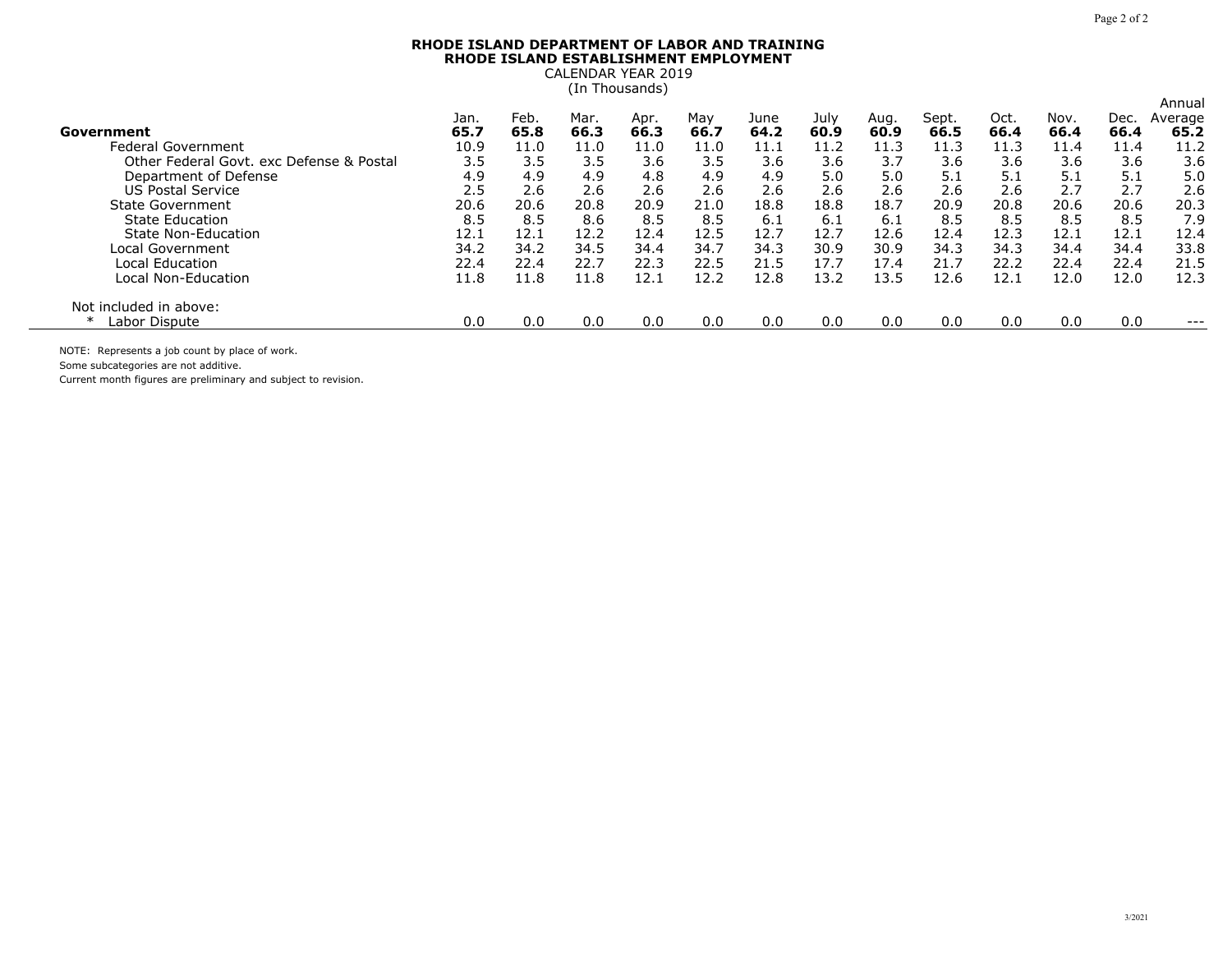**RHODE ISLAND DEPARTMENT OF LABOR AND TRAINING**
**RHODE ISLAND ESTABLISHMENT EMPLOYMENT**
CALENDAR YEAR 2019
(In Thousands)

| | Jan. | Feb. | Mar. | Apr. | May | June | July | Aug. | Sept. | Oct. | Nov. | Dec. | Annual Average |
|---|---|---|---|---|---|---|---|---|---|---|---|---|---|
| **Government** | **65.7** | **65.8** | **66.3** | **66.3** | **66.7** | **64.2** | **60.9** | **60.9** | **66.5** | **66.4** | **66.4** | **66.4** | **65.2** |
| Federal Government | 10.9 | 11.0 | 11.0 | 11.0 | 11.0 | 11.1 | 11.2 | 11.3 | 11.3 | 11.3 | 11.4 | 11.4 | 11.2 |
| Other Federal Govt. exc Defense & Postal | 3.5 | 3.5 | 3.5 | 3.6 | 3.5 | 3.6 | 3.6 | 3.7 | 3.6 | 3.6 | 3.6 | 3.6 | 3.6 |
| Department of Defense | 4.9 | 4.9 | 4.9 | 4.8 | 4.9 | 4.9 | 5.0 | 5.0 | 5.1 | 5.1 | 5.1 | 5.1 | 5.0 |
| US Postal Service | 2.5 | 2.6 | 2.6 | 2.6 | 2.6 | 2.6 | 2.6 | 2.6 | 2.6 | 2.6 | 2.7 | 2.7 | 2.6 |
| State Government | 20.6 | 20.6 | 20.8 | 20.9 | 21.0 | 18.8 | 18.8 | 18.7 | 20.9 | 20.8 | 20.6 | 20.6 | 20.3 |
| State Education | 8.5 | 8.5 | 8.6 | 8.5 | 8.5 | 6.1 | 6.1 | 6.1 | 8.5 | 8.5 | 8.5 | 8.5 | 7.9 |
| State Non-Education | 12.1 | 12.1 | 12.2 | 12.4 | 12.5 | 12.7 | 12.7 | 12.6 | 12.4 | 12.3 | 12.1 | 12.1 | 12.4 |
| Local Government | 34.2 | 34.2 | 34.5 | 34.4 | 34.7 | 34.3 | 30.9 | 30.9 | 34.3 | 34.3 | 34.4 | 34.4 | 33.8 |
| Local Education | 22.4 | 22.4 | 22.7 | 22.3 | 22.5 | 21.5 | 17.7 | 17.4 | 21.7 | 22.2 | 22.4 | 22.4 | 21.5 |
| Local Non-Education | 11.8 | 11.8 | 11.8 | 12.1 | 12.2 | 12.8 | 13.2 | 13.5 | 12.6 | 12.1 | 12.0 | 12.0 | 12.3 |
| Not included in above: | | | | | | | | | | | | | |
| * Labor Dispute | 0.0 | 0.0 | 0.0 | 0.0 | 0.0 | 0.0 | 0.0 | 0.0 | 0.0 | 0.0 | 0.0 | 0.0 | --- |

NOTE: Represents a job count by place of work.

Some subcategories are not additive.

Current month figures are preliminary and subject to revision.

3/2021